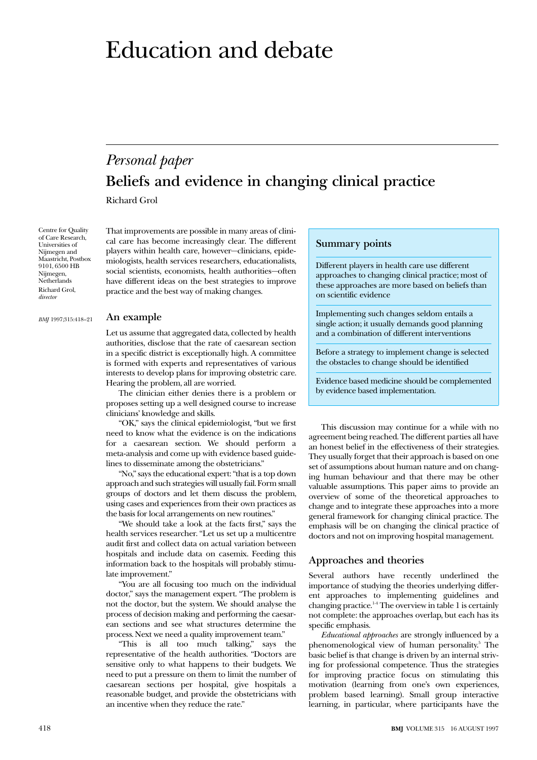# Education and debate

## *Personal paper*

## Beliefs and evidence in changing clinical practice

Richard Grol

Centre for Quality of Care Research, Universities of Nijmegen and Maastricht, Postbox 9101, 6500 HB Nijmegen, Netherlands

Richard Grol, *director*

*BMJ* 1997;315:418–21

That improvements are possible in many areas of clinical care has become increasingly clear. The different players within health care, however—clinicians, epidemiologists, health services researchers, educationalists, social scientists, economists, health authorities—often have different ideas on the best strategies to improve practice and the best way of making changes.

### An example

Let us assume that aggregated data, collected by health authorities, disclose that the rate of caesarean section in a specific district is exceptionally high. A committee is formed with experts and representatives of various interests to develop plans for improving obstetric care. Hearing the problem, all are worried.

The clinician either denies there is a problem or proposes setting up a well designed course to increase clinicians' knowledge and skills.

"OK," says the clinical epidemiologist, "but we first need to know what the evidence is on the indications for a caesarean section. We should perform a meta-analysis and come up with evidence based guidelines to disseminate among the obstetricians."

"No," says the educational expert: "that is a top down approach and such strategies will usually fail. Form small groups of doctors and let them discuss the problem, using cases and experiences from their own practices as the basis for local arrangements on new routines."

"We should take a look at the facts first," says the health services researcher. "Let us set up a multicentre audit first and collect data on actual variation between hospitals and include data on casemix. Feeding this information back to the hospitals will probably stimulate improvement."

"You are all focusing too much on the individual doctor," says the management expert. "The problem is not the doctor, but the system. We should analyse the process of decision making and performing the caesarean sections and see what structures determine the process. Next we need a quality improvement team."

"This is all too much talking," says the representative of the health authorities. "Doctors are sensitive only to what happens to their budgets. We need to put a pressure on them to limit the number of caesarean sections per hospital, give hospitals a reasonable budget, and provide the obstetricians with an incentive when they reduce the rate."

> **Summary points**
>
> Different players in health care use different approaches to changing clinical practice; most of these approaches are more based on beliefs than on scientific evidence
>
> Implementing such changes seldom entails a single action; it usually demands good planning and a combination of different interventions
>
> Before a strategy to implement change is selected the obstacles to change should be identified
>
> Evidence based medicine should be complemented by evidence based implementation.

This discussion may continue for a while with no agreement being reached. The different parties all have an honest belief in the effectiveness of their strategies. They usually forget that their approach is based on one set of assumptions about human nature and on changing human behaviour and that there may be other valuable assumptions. This paper aims to provide an overview of some of the theoretical approaches to change and to integrate these approaches into a more general framework for changing clinical practice. The emphasis will be on changing the clinical practice of doctors and not on improving hospital management.

### Approaches and theories

Several authors have recently underlined the importance of studying the theories underlying different approaches to implementing guidelines and changing practice.[1-4] The overview in table 1 is certainly not complete: the approaches overlap, but each has its specific emphasis.

*Educational approaches* are strongly influenced by a phenomenological view of human personality.[5] The basic belief is that change is driven by an internal striving for professional competence. Thus the strategies for improving practice focus on stimulating this motivation (learning from one's own experiences, problem based learning). Small group interactive learning, in particular, where participants have the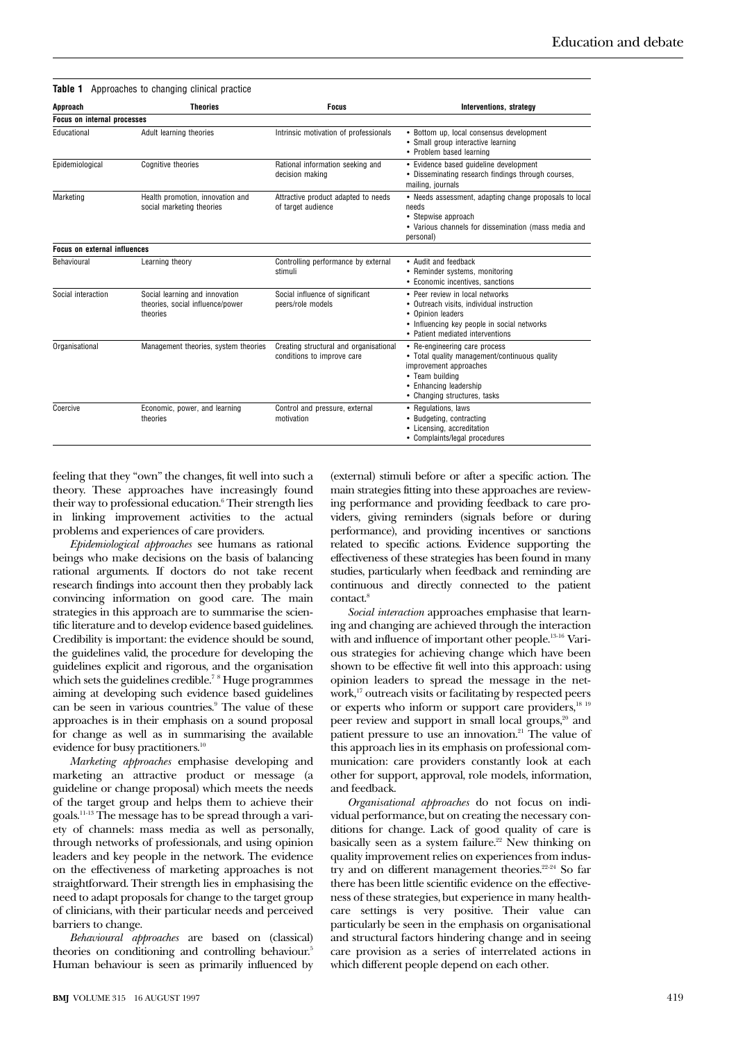**Table 1** Approaches to changing clinical practice

| Approach | Theories | Focus | Interventions, strategy |
|---|---|---|---|
| **Focus on internal processes** | | | |
| Educational | Adult learning theories | Intrinsic motivation of professionals | • Bottom up, local consensus development<br>• Small group interactive learning<br>• Problem based learning |
| Epidemiological | Cognitive theories | Rational information seeking and decision making | • Evidence based guideline development<br>• Disseminating research findings through courses, mailing, journals |
| Marketing | Health promotion, innovation and social marketing theories | Attractive product adapted to needs of target audience | • Needs assessment, adapting change proposals to local needs<br>• Stepwise approach<br>• Various channels for dissemination (mass media and personal) |
| **Focus on external influences** | | | |
| Behavioural | Learning theory | Controlling performance by external stimuli | • Audit and feedback<br>• Reminder systems, monitoring<br>• Economic incentives, sanctions |
| Social interaction | Social learning and innovation theories, social influence/power theories | Social influence of significant peers/role models | • Peer review in local networks<br>• Outreach visits, individual instruction<br>• Opinion leaders<br>• Influencing key people in social networks<br>• Patient mediated interventions |
| Organisational | Management theories, system theories | Creating structural and organisational conditions to improve care | • Re-engineering care process<br>• Total quality management/continuous quality improvement approaches<br>• Team building<br>• Enhancing leadership<br>• Changing structures, tasks |
| Coercive | Economic, power, and learning theories | Control and pressure, external motivation | • Regulations, laws<br>• Budgeting, contracting<br>• Licensing, accreditation<br>• Complaints/legal procedures |

feeling that they "own" the changes, fit well into such a theory. These approaches have increasingly found their way to professional education.[6] Their strength lies in linking improvement activities to the actual problems and experiences of care providers.

*Epidemiological approaches* see humans as rational beings who make decisions on the basis of balancing rational arguments. If doctors do not take recent research findings into account then they probably lack convincing information on good care. The main strategies in this approach are to summarise the scientific literature and to develop evidence based guidelines. Credibility is important: the evidence should be sound, the guidelines valid, the procedure for developing the guidelines explicit and rigorous, and the organisation which sets the guidelines credible.[7 8] Huge programmes aiming at developing such evidence based guidelines can be seen in various countries.[9] The value of these approaches is in their emphasis on a sound proposal for change as well as in summarising the available evidence for busy practitioners.[10]

*Marketing approaches* emphasise developing and marketing an attractive product or message (a guideline or change proposal) which meets the needs of the target group and helps them to achieve their goals.[11-13] The message has to be spread through a variety of channels: mass media as well as personally, through networks of professionals, and using opinion leaders and key people in the network. The evidence on the effectiveness of marketing approaches is not straightforward. Their strength lies in emphasising the need to adapt proposals for change to the target group of clinicians, with their particular needs and perceived barriers to change.

*Behavioural approaches* are based on (classical) theories on conditioning and controlling behaviour.[5] Human behaviour is seen as primarily influenced by (external) stimuli before or after a specific action. The main strategies fitting into these approaches are reviewing performance and providing feedback to care providers, giving reminders (signals before or during performance), and providing incentives or sanctions related to specific actions. Evidence supporting the effectiveness of these strategies has been found in many studies, particularly when feedback and reminding are continuous and directly connected to the patient contact.[8]

*Social interaction* approaches emphasise that learning and changing are achieved through the interaction with and influence of important other people.[13-16] Various strategies for achieving change which have been shown to be effective fit well into this approach: using opinion leaders to spread the message in the network,[17] outreach visits or facilitating by respected peers or experts who inform or support care providers,[18 19] peer review and support in small local groups,[20] and patient pressure to use an innovation.[21] The value of this approach lies in its emphasis on professional communication: care providers constantly look at each other for support, approval, role models, information, and feedback.

*Organisational approaches* do not focus on individual performance, but on creating the necessary conditions for change. Lack of good quality of care is basically seen as a system failure.[22] New thinking on quality improvement relies on experiences from industry and on different management theories.[22-24] So far there has been little scientific evidence on the effectiveness of these strategies, but experience in many healthcare settings is very positive. Their value can particularly be seen in the emphasis on organisational and structural factors hindering change and in seeing care provision as a series of interrelated actions in which different people depend on each other.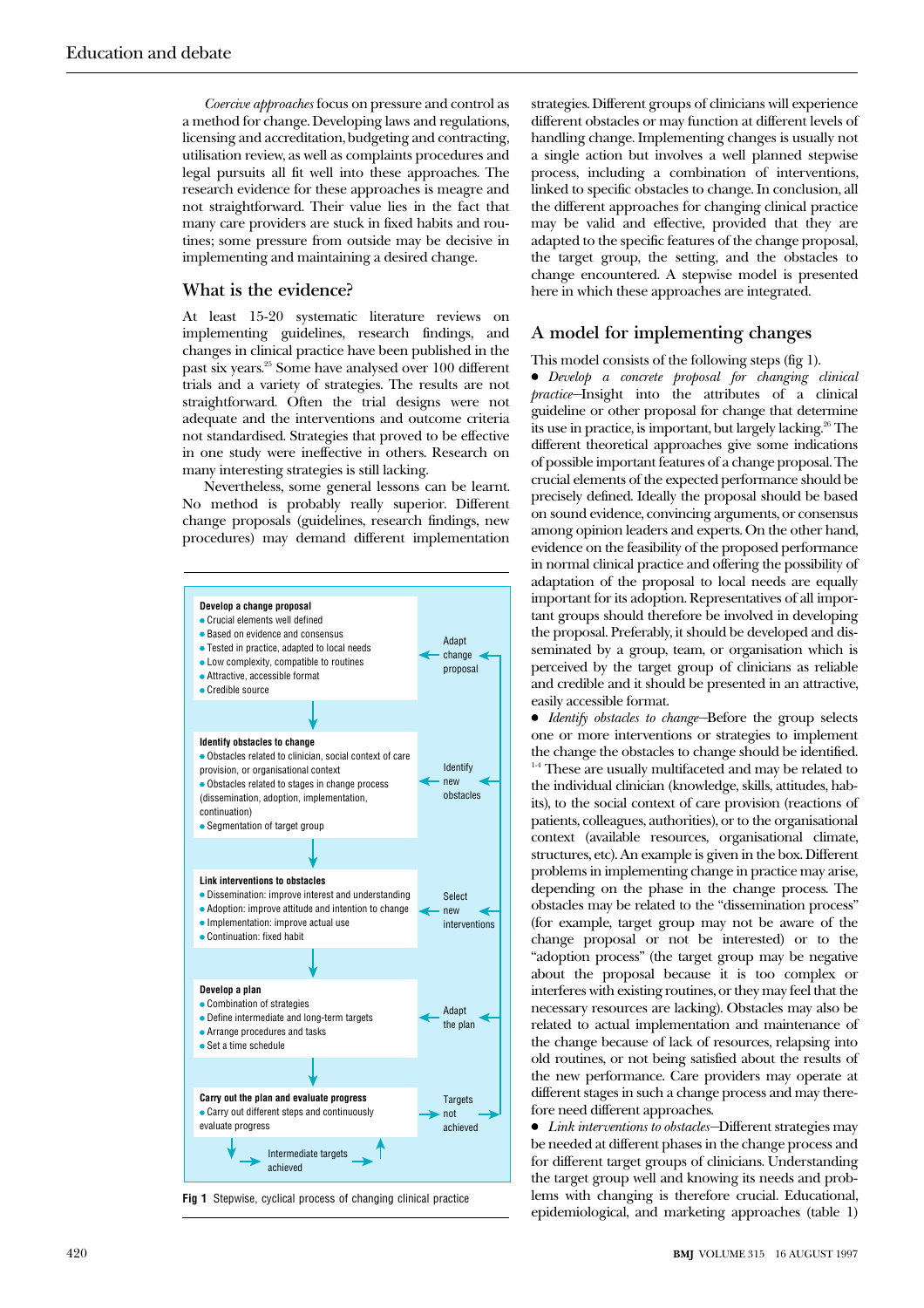*Coercive approaches* focus on pressure and control as a method for change. Developing laws and regulations, licensing and accreditation, budgeting and contracting, utilisation review, as well as complaints procedures and legal pursuits all fit well into these approaches. The research evidence for these approaches is meagre and not straightforward. Their value lies in the fact that many care providers are stuck in fixed habits and routines; some pressure from outside may be decisive in implementing and maintaining a desired change.

## What is the evidence?

At least 15-20 systematic literature reviews on implementing guidelines, research findings, and changes in clinical practice have been published in the past six years.[25] Some have analysed over 100 different trials and a variety of strategies. The results are not straightforward. Often the trial designs were not adequate and the interventions and outcome criteria not standardised. Strategies that proved to be effective in one study were ineffective in others. Research on many interesting strategies is still lacking.

Nevertheless, some general lessons can be learnt. No method is probably really superior. Different change proposals (guidelines, research findings, new procedures) may demand different implementation strategies. Different groups of clinicians will experience different obstacles or may function at different levels of handling change. Implementing changes is usually not a single action but involves a well planned stepwise process, including a combination of interventions, linked to specific obstacles to change. In conclusion, all the different approaches for changing clinical practice may be valid and effective, provided that they are adapted to the specific features of the change proposal, the target group, the setting, and the obstacles to change encountered. A stepwise model is presented here in which these approaches are integrated.

**Develop a change proposal**
- Crucial elements well defined
- Based on evidence and consensus
- Tested in practice, adapted to local needs
- Low complexity, compatible to routines
- Attractive, accessible format
- Credible source

← Adapt change proposal

**Identify obstacles to change**
- Obstacles related to clinician, social context of care provision, or organisational context
- Obstacles related to stages in change process (dissemination, adoption, implementation, continuation)
- Segmentation of target group

← Identify new obstacles

**Link interventions to obstacles**
- Dissemination: improve interest and understanding
- Adoption: improve attitude and intention to change
- Implementation: improve actual use
- Continuation: fixed habit

← Select new interventions

**Develop a plan**
- Combination of strategies
- Define intermediate and long-term targets
- Arrange procedures and tasks
- Set a time schedule

← Adapt the plan

**Carry out the plan and evaluate progress**
- Carry out different steps and continuously evaluate progress

→ Targets not achieved

Intermediate targets achieved

Fig 1 Stepwise, cyclical process of changing clinical practice

## A model for implementing changes

This model consists of the following steps (fig 1).

- *Develop a concrete proposal for changing clinical practice*—Insight into the attributes of a clinical guideline or other proposal for change that determine its use in practice, is important, but largely lacking.[26] The different theoretical approaches give some indications of possible important features of a change proposal. The crucial elements of the expected performance should be precisely defined. Ideally the proposal should be based on sound evidence, convincing arguments, or consensus among opinion leaders and experts. On the other hand, evidence on the feasibility of the proposed performance in normal clinical practice and offering the possibility of adaptation of the proposal to local needs are equally important for its adoption. Representatives of all important groups should therefore be involved in developing the proposal. Preferably, it should be developed and disseminated by a group, team, or organisation which is perceived by the target group of clinicians as reliable and credible and it should be presented in an attractive, easily accessible format.
- *Identify obstacles to change*—Before the group selects one or more interventions or strategies to implement the change the obstacles to change should be identified.[1-4] These are usually multifaceted and may be related to the individual clinician (knowledge, skills, attitudes, habits), to the social context of care provision (reactions of patients, colleagues, authorities), or to the organisational context (available resources, organisational climate, structures, etc). An example is given in the box. Different problems in implementing change in practice may arise, depending on the phase in the change process. The obstacles may be related to the "dissemination process" (for example, target group may not be aware of the change proposal or not be interested) or to the "adoption process" (the target group may be negative about the proposal because it is too complex or interferes with existing routines, or they may feel that the necessary resources are lacking). Obstacles may also be related to actual implementation and maintenance of the change because of lack of resources, relapsing into old routines, or not being satisfied about the results of the new performance. Care providers may operate at different stages in such a change process and may therefore need different approaches.
- *Link interventions to obstacles*—Different strategies may be needed at different phases in the change process and for different target groups of clinicians. Understanding the target group well and knowing its needs and problems with changing is therefore crucial. Educational, epidemiological, and marketing approaches (table 1)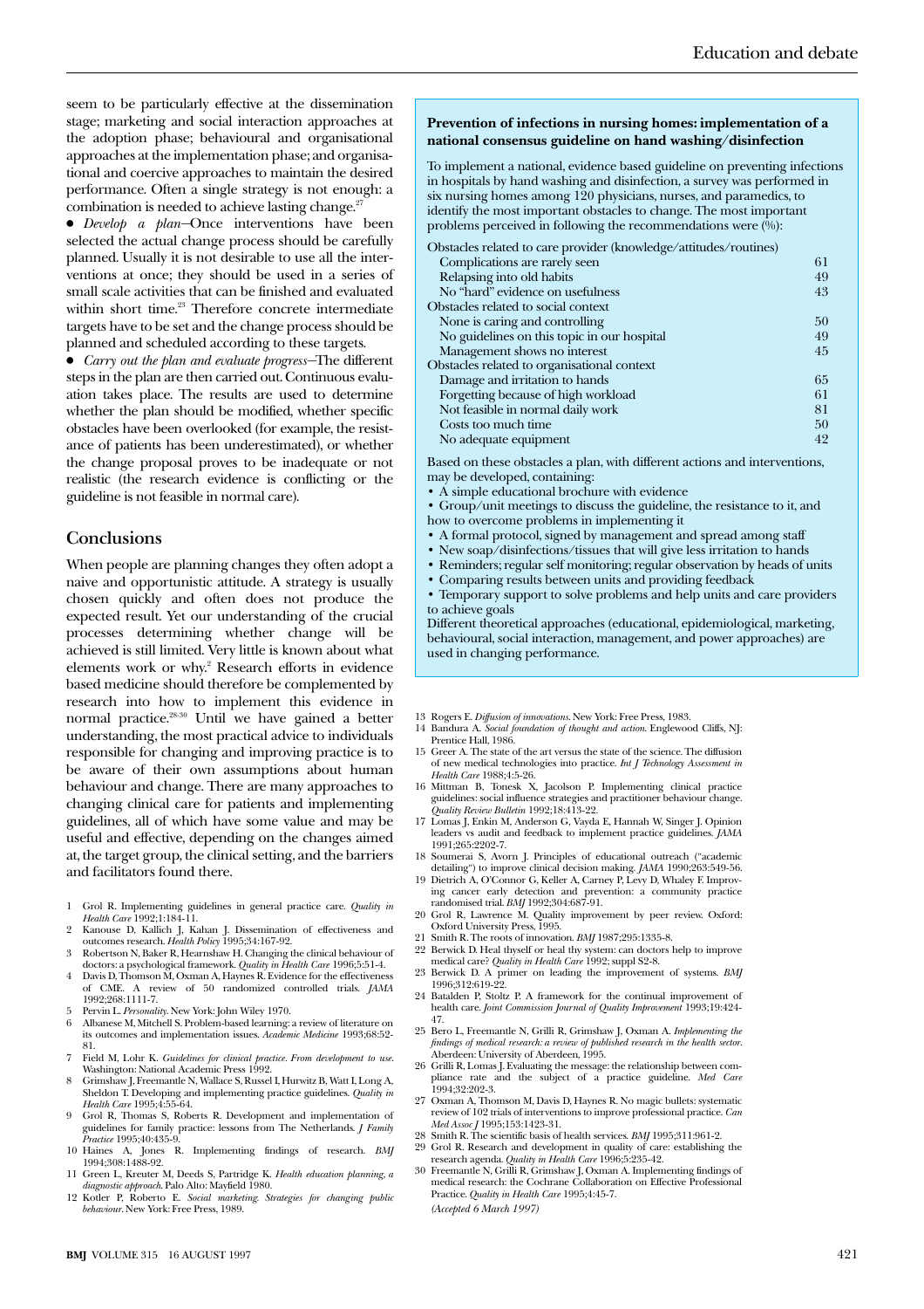seem to be particularly effective at the dissemination stage; marketing and social interaction approaches at the adoption phase; behavioural and organisational approaches at the implementation phase; and organisational and coercive approaches to maintain the desired performance. Often a single strategy is not enough: a combination is needed to achieve lasting change.[27]

- *Develop a plan*—Once interventions have been selected the actual change process should be carefully planned. Usually it is not desirable to use all the interventions at once; they should be used in a series of small scale activities that can be finished and evaluated within short time.[23] Therefore concrete intermediate targets have to be set and the change process should be planned and scheduled according to these targets.
- *Carry out the plan and evaluate progress*—The different steps in the plan are then carried out. Continuous evaluation takes place. The results are used to determine whether the plan should be modified, whether specific obstacles have been overlooked (for example, the resistance of patients has been underestimated), or whether the change proposal proves to be inadequate or not realistic (the research evidence is conflicting or the guideline is not feasible in normal care).

## Conclusions

When people are planning changes they often adopt a naive and opportunistic attitude. A strategy is usually chosen quickly and often does not produce the expected result. Yet our understanding of the crucial processes determining whether change will be achieved is still limited. Very little is known about what elements work or why.[2] Research efforts in evidence based medicine should therefore be complemented by research into how to implement this evidence in normal practice.[28-30] Until we have gained a better understanding, the most practical advice to individuals responsible for changing and improving practice is to be aware of their own assumptions about human behaviour and change. There are many approaches to changing clinical care for patients and implementing guidelines, all of which have some value and may be useful and effective, depending on the changes aimed at, the target group, the clinical setting, and the barriers and facilitators found there.

**Prevention of infections in nursing homes: implementation of a national consensus guideline on hand washing/disinfection**

To implement a national, evidence based guideline on preventing infections in hospitals by hand washing and disinfection, a survey was performed in six nursing homes among 120 physicians, nurses, and paramedics, to identify the most important obstacles to change. The most important problems perceived in following the recommendations were (%):

| Obstacles | % |
|---|---|
| Obstacles related to care provider (knowledge/attitudes/routines) | |
| Complications are rarely seen | 61 |
| Relapsing into old habits | 49 |
| No "hard" evidence on usefulness | 43 |
| Obstacles related to social context | |
| None is caring and controlling | 50 |
| No guidelines on this topic in our hospital | 49 |
| Management shows no interest | 45 |
| Obstacles related to organisational context | |
| Damage and irritation to hands | 65 |
| Forgetting because of high workload | 61 |
| Not feasible in normal daily work | 81 |
| Costs too much time | 50 |
| No adequate equipment | 42 |

Based on these obstacles a plan, with different actions and interventions, may be developed, containing:

- A simple educational brochure with evidence
- Group/unit meetings to discuss the guideline, the resistance to it, and how to overcome problems in implementing it
- A formal protocol, signed by management and spread among staff
- New soap/disinfections/tissues that will give less irritation to hands
- Reminders; regular self monitoring; regular observation by heads of units
- Comparing results between units and providing feedback
- Temporary support to solve problems and help units and care providers to achieve goals

Different theoretical approaches (educational, epidemiological, marketing, behavioural, social interaction, management, and power approaches) are used in changing performance.

1. Grol R. Implementing guidelines in general practice care. *Quality in Health Care* 1992;1:184-11.
2. Kanouse D, Kallich J, Kahan J. Dissemination of effectiveness and outcomes research. *Health Policy* 1995;34:167-92.
3. Robertson N, Baker R, Hearnshaw H. Changing the clinical behaviour of doctors: a psychological framework. *Quality in Health Care* 1996;5:51-4.
4. Davis D, Thomson M, Oxman A, Haynes R. Evidence for the effectiveness of CME. A review of 50 randomized controlled trials. *JAMA* 1992;268:1111-7.
5. Pervin L. *Personality*. New York: John Wiley 1970.
6. Albanese M, Mitchell S. Problem-based learning: a review of literature on its outcomes and implementation issues. *Academic Medicine* 1993;68:52-81.
7. Field M, Lohr K. *Guidelines for clinical practice. From development to use*. Washington: National Academic Press 1992.
8. Grimshaw J, Freemantle N, Wallace S, Russel I, Hurwitz B, Watt I, Long A, Sheldon T. Developing and implementing practice guidelines. *Quality in Health Care* 1995;4:55-64.
9. Grol R, Thomas S, Roberts R. Development and implementation of guidelines for family practice: lessons from The Netherlands. *J Family Practice* 1995;40:435-9.
10. Haines A, Jones R. Implementing findings of research. *BMJ* 1994;308:1488-92.
11. Green L, Kreuter M, Deeds S, Partridge K. *Health education planning, a diagnostic approach*. Palo Alto: Mayfield 1980.
12. Kotler P, Roberto E. *Social marketing. Strategies for changing public behaviour*. New York: Free Press, 1989.
13. Rogers E. *Diffusion of innovations*. New York: Free Press, 1983.
14. Bandura A. *Social foundation of thought and action*. Englewood Cliffs, NJ: Prentice Hall, 1986.
15. Greer A. The state of the art versus the state of the science. The diffusion of new medical technologies into practice. *Int J Technology Assessment in Health Care* 1988;4:5-26.
16. Mittman B, Tonesk X, Jacolson P. Implementing clinical practice guidelines: social influence strategies and practitioner behaviour change. *Quality Review Bulletin* 1992;18:413-22.
17. Lomas J, Enkin M, Anderson G, Vayda E, Hannah W, Singer J. Opinion leaders vs audit and feedback to implement practice guidelines. *JAMA* 1991;265:2202-7.
18. Soumerai S, Avorn J. Principles of educational outreach ("academic detailing") to improve clinical decision making. *JAMA* 1990;263:549-56.
19. Dietrich A, O'Connor G, Keller A, Carney P, Levy D, Whaley F. Improving cancer early detection and prevention: a community practice randomised trial. *BMJ* 1992;304:687-91.
20. Grol R, Lawrence M. Quality improvement by peer review. Oxford: Oxford University Press, 1995.
21. Smith R. The roots of innovation. *BMJ* 1987;295:1335-8.
22. Berwick D. Heal thyself or heal thy system: can doctors help to improve medical care? *Quality in Health Care* 1992; suppl S2-8.
23. Berwick D. A primer on leading the improvement of systems. *BMJ* 1996;312:619-22.
24. Batalden P, Stoltz P. A framework for the continual improvement of health care. *Joint Commission Journal of Quality Improvement* 1993;19:424-47.
25. Bero L, Freemantle N, Grilli R, Grimshaw J, Oxman A. *Implementing the findings of medical research: a review of published research in the health sector*. Aberdeen: University of Aberdeen, 1995.
26. Grilli R, Lomas J. Evaluating the message: the relationship between compliance rate and the subject of a practice guideline. *Med Care* 1994;32:202-3.
27. Oxman A, Thomson M, Davis D, Haynes R. No magic bullets: systematic review of 102 trials of interventions to improve professional practice. *Can Med Assoc J* 1995;153:1423-31.
28. Smith R. The scientific basis of health services. *BMJ* 1995;311:961-2.
29. Grol R. Research and development in quality of care: establishing the research agenda. *Quality in Health Care* 1996;5:235-42.
30. Freemantle N, Grilli R, Grimshaw J, Oxman A. Implementing findings of medical research: the Cochrane Collaboration on Effective Professional Practice. *Quality in Health Care* 1995;4:45-7.

*(Accepted 6 March 1997)*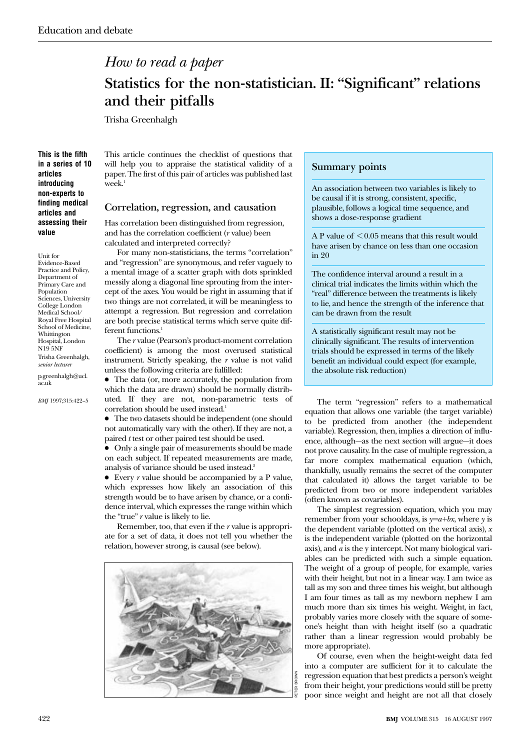Education and debate

## *How to read a paper*

# Statistics for the non-statistician. II: "Significant" relations and their pitfalls

Trisha Greenhalgh

**This is the fifth in a series of 10 articles introducing non-experts to finding medical articles and assessing their value**

Unit for Evidence-Based Practice and Policy, Department of Primary Care and Population Sciences, University College London Medical School/Royal Free Hospital School of Medicine, Whittington Hospital, London N19 5NF
Trisha Greenhalgh, *senior lecturer*

p.greenhalgh@ucl.ac.uk

*BMJ* 1997;315:422–5

This article continues the checklist of questions that will help you to appraise the statistical validity of a paper. The first of this pair of articles was published last week.[1]

## Correlation, regression, and causation

Has correlation been distinguished from regression, and has the correlation coefficient (*r* value) been calculated and interpreted correctly?

For many non-statisticians, the terms "correlation" and "regression" are synonymous, and refer vaguely to a mental image of a scatter graph with dots sprinkled messily along a diagonal line sprouting from the intercept of the axes. You would be right in assuming that if two things are not correlated, it will be meaningless to attempt a regression. But regression and correlation are both precise statistical terms which serve quite different functions.[1]

The *r* value (Pearson's product-moment correlation coefficient) is among the most overused statistical instrument. Strictly speaking, the *r* value is not valid unless the following criteria are fulfilled:

- The data (or, more accurately, the population from which the data are drawn) should be normally distributed. If they are not, non-parametric tests of correlation should be used instead.[1]
- The two datasets should be independent (one should not automatically vary with the other). If they are not, a paired *t* test or other paired test should be used.
- Only a single pair of measurements should be made on each subject. If repeated measurements are made, analysis of variance should be used instead.[2]
- Every *r* value should be accompanied by a P value, which expresses how likely an association of this strength would be to have arisen by chance, or a confidence interval, which expresses the range within which the "true" *r* value is likely to lie.

Remember, too, that even if the *r* value is appropriate for a set of data, it does not tell you whether the relation, however strong, is causal (see below).

PETER BROWN

### Summary points

An association between two variables is likely to be causal if it is strong, consistent, specific, plausible, follows a logical time sequence, and shows a dose-response gradient

A P value of $<0.05$ means that this result would have arisen by chance on less than one occasion in 20

The confidence interval around a result in a clinical trial indicates the limits within which the "real" difference between the treatments is likely to lie, and hence the strength of the inference that can be drawn from the result

A statistically significant result may not be clinically significant. The results of intervention trials should be expressed in terms of the likely benefit an individual could expect (for example, the absolute risk reduction)

The term "regression" refers to a mathematical equation that allows one variable (the target variable) to be predicted from another (the independent variable). Regression, then, implies a direction of influence, although—as the next section will argue—it does not prove causality. In the case of multiple regression, a far more complex mathematical equation (which, thankfully, usually remains the secret of the computer that calculated it) allows the target variable to be predicted from two or more independent variables (often known as covariables).

The simplest regression equation, which you may remember from your schooldays, is $y=a+bx$, where $y$ is the dependent variable (plotted on the vertical axis), $x$ is the independent variable (plotted on the horizontal axis), and $a$ is the y intercept. Not many biological variables can be predicted with such a simple equation. The weight of a group of people, for example, varies with their height, but not in a linear way. I am twice as tall as my son and three times his weight, but although I am four times as tall as my newborn nephew I am much more than six times his weight. Weight, in fact, probably varies more closely with the square of someone's height than with height itself (so a quadratic rather than a linear regression would probably be more appropriate).

Of course, even when the height-weight data fed into a computer are sufficient for it to calculate the regression equation that best predicts a person's weight from their height, your predictions would still be pretty poor since weight and height are not all that closely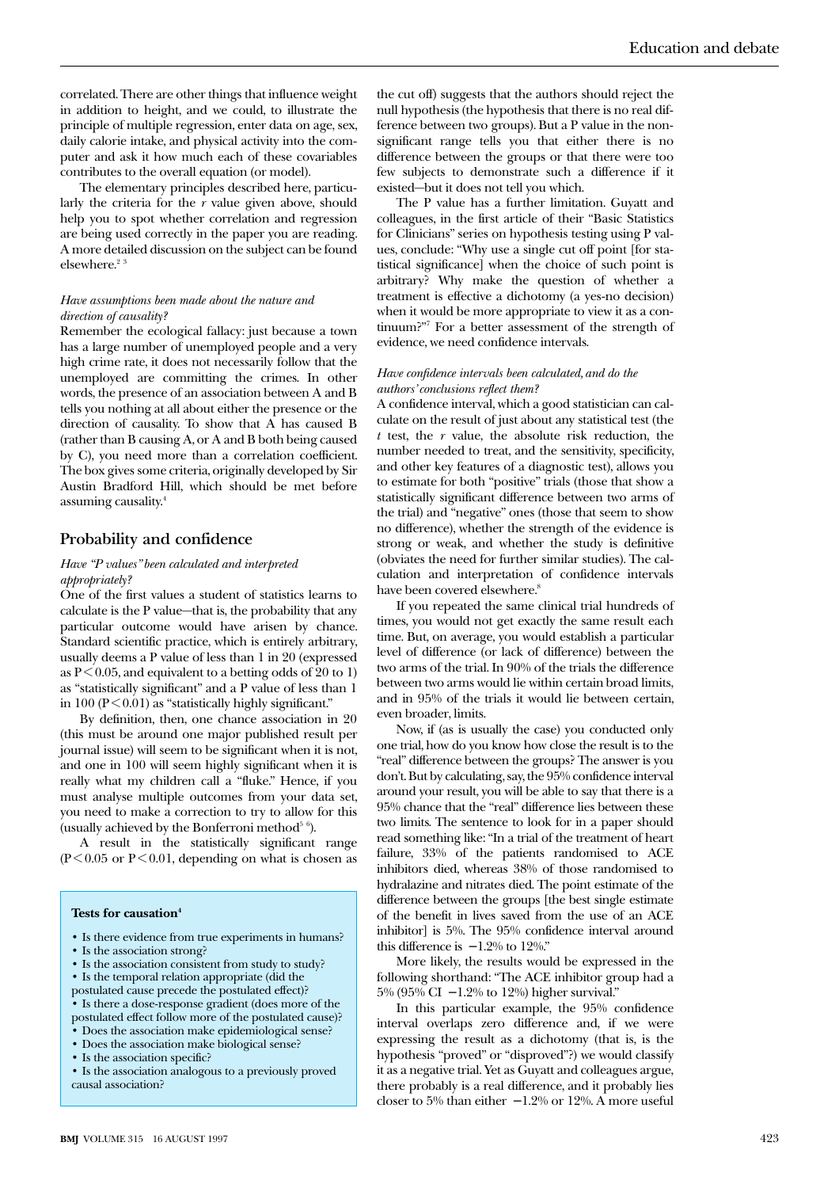correlated. There are other things that influence weight in addition to height, and we could, to illustrate the principle of multiple regression, enter data on age, sex, daily calorie intake, and physical activity into the computer and ask it how much each of these covariables contributes to the overall equation (or model).

The elementary principles described here, particularly the criteria for the $r$ value given above, should help you to spot whether correlation and regression are being used correctly in the paper you are reading. A more detailed discussion on the subject can be found elsewhere.[2 3]

*Have assumptions been made about the nature and direction of causality?*

Remember the ecological fallacy: just because a town has a large number of unemployed people and a very high crime rate, it does not necessarily follow that the unemployed are committing the crimes. In other words, the presence of an association between A and B tells you nothing at all about either the presence or the direction of causality. To show that A has caused B (rather than B causing A, or A and B both being caused by C), you need more than a correlation coefficient. The box gives some criteria, originally developed by Sir Austin Bradford Hill, which should be met before assuming causality.[4]

**Tests for causation**[4]

- Is there evidence from true experiments in humans?
- Is the association strong?
- Is the association consistent from study to study?
- Is the temporal relation appropriate (did the postulated cause precede the postulated effect)?
- Is there a dose-response gradient (does more of the postulated effect follow more of the postulated cause)?
- Does the association make epidemiological sense?
- Does the association make biological sense?
- Is the association specific?
- Is the association analogous to a previously proved causal association?

## Probability and confidence

*Have "P values" been calculated and interpreted appropriately?*

One of the first values a student of statistics learns to calculate is the P value—that is, the probability that any particular outcome would have arisen by chance. Standard scientific practice, which is entirely arbitrary, usually deems a P value of less than 1 in 20 (expressed as $P<0.05$, and equivalent to a betting odds of 20 to 1) as "statistically significant" and a P value of less than 1 in 100 ($P<0.01$) as "statistically highly significant."

By definition, then, one chance association in 20 (this must be around one major published result per journal issue) will seem to be significant when it is not, and one in 100 will seem highly significant when it is really what my children call a "fluke." Hence, if you must analyse multiple outcomes from your data set, you need to make a correction to try to allow for this (usually achieved by the Bonferroni method[5 6]).

A result in the statistically significant range ($P<0.05$ or $P<0.01$, depending on what is chosen as the cut off) suggests that the authors should reject the null hypothesis (the hypothesis that there is no real difference between two groups). But a P value in the non-significant range tells you that either there is no difference between the groups or that there were too few subjects to demonstrate such a difference if it existed—but it does not tell you which.

The P value has a further limitation. Guyatt and colleagues, in the first article of their "Basic Statistics for Clinicians" series on hypothesis testing using P values, conclude: "Why use a single cut off point [for statistical significance] when the choice of such point is arbitrary? Why make the question of whether a treatment is effective a dichotomy (a yes-no decision) when it would be more appropriate to view it as a continuum?"[7] For a better assessment of the strength of evidence, we need confidence intervals.

*Have confidence intervals been calculated, and do the authors' conclusions reflect them?*

A confidence interval, which a good statistician can calculate on the result of just about any statistical test (the $t$ test, the $r$ value, the absolute risk reduction, the number needed to treat, and the sensitivity, specificity, and other key features of a diagnostic test), allows you to estimate for both "positive" trials (those that show a statistically significant difference between two arms of the trial) and "negative" ones (those that seem to show no difference), whether the strength of the evidence is strong or weak, and whether the study is definitive (obviates the need for further similar studies). The calculation and interpretation of confidence intervals have been covered elsewhere.[8]

If you repeated the same clinical trial hundreds of times, you would not get exactly the same result each time. But, on average, you would establish a particular level of difference (or lack of difference) between the two arms of the trial. In 90% of the trials the difference between two arms would lie within certain broad limits, and in 95% of the trials it would lie between certain, even broader, limits.

Now, if (as is usually the case) you conducted only one trial, how do you know how close the result is to the "real" difference between the groups? The answer is you don't. But by calculating, say, the 95% confidence interval around your result, you will be able to say that there is a 95% chance that the "real" difference lies between these two limits. The sentence to look for in a paper should read something like: "In a trial of the treatment of heart failure, 33% of the patients randomised to ACE inhibitors died, whereas 38% of those randomised to hydralazine and nitrates died. The point estimate of the difference between the groups [the best single estimate of the benefit in lives saved from the use of an ACE inhibitor] is 5%. The 95% confidence interval around this difference is −1.2% to 12%."

More likely, the results would be expressed in the following shorthand: "The ACE inhibitor group had a 5% (95% CI −1.2% to 12%) higher survival."

In this particular example, the 95% confidence interval overlaps zero difference and, if we were expressing the result as a dichotomy (that is, is the hypothesis "proved" or "disproved"?) we would classify it as a negative trial. Yet as Guyatt and colleagues argue, there probably is a real difference, and it probably lies closer to 5% than either −1.2% or 12%. A more useful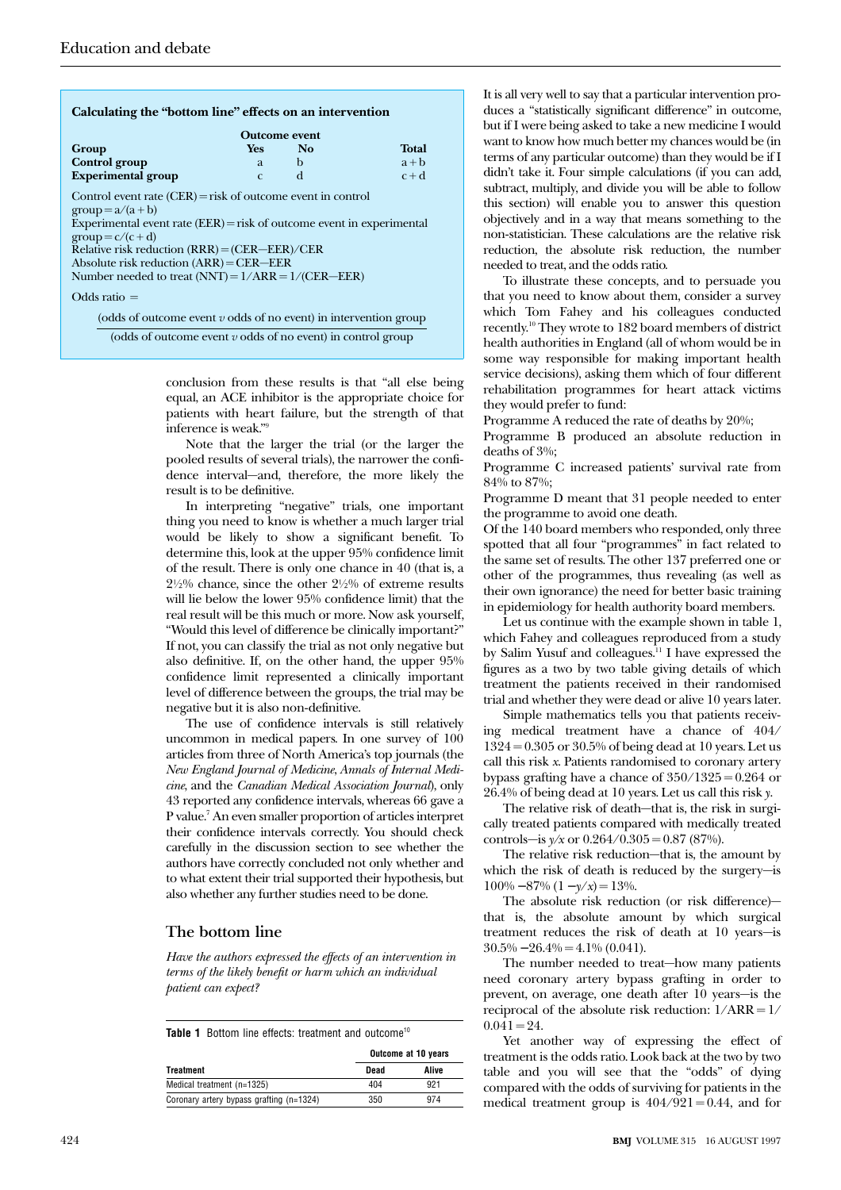**Calculating the "bottom line" effects on an intervention**

| Group | Outcome event: Yes | Outcome event: No | Total |
|---|---|---|---|
| **Control group** | a | b | a + b |
| **Experimental group** | c | d | c + d |

Control event rate (CER) = risk of outcome event in control group = a/(a + b)

Experimental event rate (EER) = risk of outcome event in experimental group = c/(c + d)

Relative risk reduction (RRR) = (CER—EER)/CER

Absolute risk reduction (ARR) = CER—EER

Number needed to treat (NNT) = 1/ARR = 1/(CER—EER)

Odds ratio =

$$\frac{\text{(odds of outcome event } v \text{ odds of no event) in intervention group}}{\text{(odds of outcome event } v \text{ odds of no event) in control group}}$$

conclusion from these results is that "all else being equal, an ACE inhibitor is the appropriate choice for patients with heart failure, but the strength of that inference is weak."[9]

Note that the larger the trial (or the larger the pooled results of several trials), the narrower the confidence interval—and, therefore, the more likely the result is to be definitive.

In interpreting "negative" trials, one important thing you need to know is whether a much larger trial would be likely to show a significant benefit. To determine this, look at the upper 95% confidence limit of the result. There is only one chance in 40 (that is, a 2½% chance, since the other 2½% of extreme results will lie below the lower 95% confidence limit) that the real result will be this much or more. Now ask yourself, "Would this level of difference be clinically important?" If not, you can classify the trial as not only negative but also definitive. If, on the other hand, the upper 95% confidence limit represented a clinically important level of difference between the groups, the trial may be negative but it is also non-definitive.

The use of confidence intervals is still relatively uncommon in medical papers. In one survey of 100 articles from three of North America's top journals (the *New England Journal of Medicine*, *Annals of Internal Medicine*, and the *Canadian Medical Association Journal*), only 43 reported any confidence intervals, whereas 66 gave a P value.[7] An even smaller proportion of articles interpret their confidence intervals correctly. You should check carefully in the discussion section to see whether the authors have correctly concluded not only whether and to what extent their trial supported their hypothesis, but also whether any further studies need to be done.

## The bottom line

*Have the authors expressed the effects of an intervention in terms of the likely benefit or harm which an individual patient can expect?*

**Table 1** Bottom line effects: treatment and outcome[10]

| Treatment | Outcome at 10 years: Dead | Outcome at 10 years: Alive |
|---|---|---|
| Medical treatment (n=1325) | 404 | 921 |
| Coronary artery bypass grafting (n=1324) | 350 | 974 |

It is all very well to say that a particular intervention produces a "statistically significant difference" in outcome, but if I were being asked to take a new medicine I would want to know how much better my chances would be (in terms of any particular outcome) than they would be if I didn't take it. Four simple calculations (if you can add, subtract, multiply, and divide you will be able to follow this section) will enable you to answer this question objectively and in a way that means something to the non-statistician. These calculations are the relative risk reduction, the absolute risk reduction, the number needed to treat, and the odds ratio.

To illustrate these concepts, and to persuade you that you need to know about them, consider a survey which Tom Fahey and his colleagues conducted recently.[10] They wrote to 182 board members of district health authorities in England (all of whom would be in some way responsible for making important health service decisions), asking them which of four different rehabilitation programmes for heart attack victims they would prefer to fund:

Programme A reduced the rate of deaths by 20%;

Programme B produced an absolute reduction in deaths of 3%;

Programme C increased patients' survival rate from 84% to 87%;

Programme D meant that 31 people needed to enter the programme to avoid one death.

Of the 140 board members who responded, only three spotted that all four "programmes" in fact related to the same set of results. The other 137 preferred one or other of the programmes, thus revealing (as well as their own ignorance) the need for better basic training in epidemiology for health authority board members.

Let us continue with the example shown in table 1, which Fahey and colleagues reproduced from a study by Salim Yusuf and colleagues.[11] I have expressed the figures as a two by two table giving details of which treatment the patients received in their randomised trial and whether they were dead or alive 10 years later.

Simple mathematics tells you that patients receiving medical treatment have a chance of 404/1324 = 0.305 or 30.5% of being dead at 10 years. Let us call this risk *x*. Patients randomised to coronary artery bypass grafting have a chance of 350/1325 = 0.264 or 26.4% of being dead at 10 years. Let us call this risk *y*.

The relative risk of death—that is, the risk in surgically treated patients compared with medically treated controls—is $y/x$ or 0.264/0.305 = 0.87 (87%).

The relative risk reduction—that is, the amount by which the risk of death is reduced by the surgery—is 100% −87% $(1 - y/x)$ = 13%.

The absolute risk reduction (or risk difference)—that is, the absolute amount by which surgical treatment reduces the risk of death at 10 years—is 30.5% −26.4% = 4.1% (0.041).

The number needed to treat—how many patients need coronary artery bypass grafting in order to prevent, on average, one death after 10 years—is the reciprocal of the absolute risk reduction: 1/ARR = 1/0.041 = 24.

Yet another way of expressing the effect of treatment is the odds ratio. Look back at the two by two table and you will see that the "odds" of dying compared with the odds of surviving for patients in the medical treatment group is 404/921 = 0.44, and for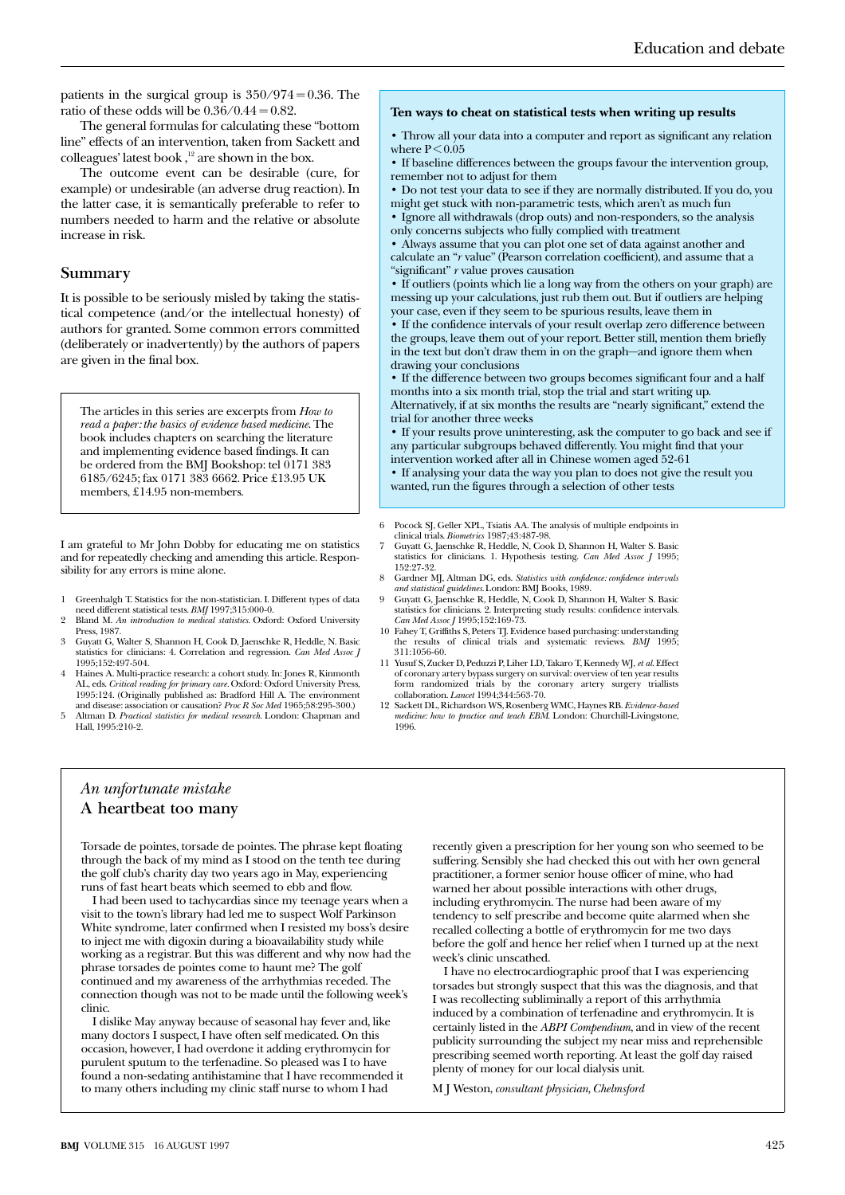patients in the surgical group is 350/974 = 0.36. The ratio of these odds will be 0.36/0.44 = 0.82.

The general formulas for calculating these "bottom line" effects of an intervention, taken from Sackett and colleagues' latest book,[12] are shown in the box.

The outcome event can be desirable (cure, for example) or undesirable (an adverse drug reaction). In the latter case, it is semantically preferable to refer to numbers needed to harm and the relative or absolute increase in risk.

## Summary

It is possible to be seriously misled by taking the statistical competence (and/or the intellectual honesty) of authors for granted. Some common errors committed (deliberately or inadvertently) by the authors of papers are given in the final box.

The articles in this series are excerpts from *How to read a paper: the basics of evidence based medicine.* The book includes chapters on searching the literature and implementing evidence based findings. It can be ordered from the BMJ Bookshop: tel 0171 383 6185/6245; fax 0171 383 6662. Price £13.95 UK members, £14.95 non-members.

I am grateful to Mr John Dobby for educating me on statistics and for repeatedly checking and amending this article. Responsibility for any errors is mine alone.

**Ten ways to cheat on statistical tests when writing up results**

- Throw all your data into a computer and report as significant any relation where $P < 0.05$
- If baseline differences between the groups favour the intervention group, remember not to adjust for them
- Do not test your data to see if they are normally distributed. If you do, you might get stuck with non-parametric tests, which aren't as much fun
- Ignore all withdrawals (drop outs) and non-responders, so the analysis only concerns subjects who fully complied with treatment
- Always assume that you can plot one set of data against another and calculate an "*r* value" (Pearson correlation coefficient), and assume that a "significant" *r* value proves causation
- If outliers (points which lie a long way from the others on your graph) are messing up your calculations, just rub them out. But if outliers are helping your case, even if they seem to be spurious results, leave them in
- If the confidence intervals of your result overlap zero difference between the groups, leave them out of your report. Better still, mention them briefly in the text but don't draw them in on the graph—and ignore them when drawing your conclusions
- If the difference between two groups becomes significant four and a half months into a six month trial, stop the trial and start writing up. Alternatively, if at six months the results are "nearly significant," extend the trial for another three weeks
- If your results prove uninteresting, ask the computer to go back and see if any particular subgroups behaved differently. You might find that your intervention worked after all in Chinese women aged 52-61
- If analysing your data the way you plan to does not give the result you wanted, run the figures through a selection of other tests

1. Greenhalgh T. Statistics for the non-statistician. I. Different types of data need different statistical tests. *BMJ* 1997;315:000-0.
2. Bland M. *An introduction to medical statistics.* Oxford: Oxford University Press, 1987.
3. Guyatt G, Walter S, Shannon H, Cook D, Jaenschke R, Heddle, N. Basic statistics for clinicians: 4. Correlation and regression. *Can Med Assoc J* 1995;152:497-504.
4. Haines A. Multi-practice research: a cohort study. In: Jones R, Kinmonth AL, eds. *Critical reading for primary care.* Oxford: Oxford University Press, 1995:124. (Originally published as: Bradford Hill A. The environment and disease: association or causation? *Proc R Soc Med* 1965;58:295-300.)
5. Altman D. *Practical statistics for medical research.* London: Chapman and Hall, 1995:210-2.
6. Pocock SJ, Geller XPL, Tsiatis AA. The analysis of multiple endpoints in clinical trials. *Biometrics* 1987;43:487-98.
7. Guyatt G, Jaenschke R, Heddle, N, Cook D, Shannon H, Walter S. Basic statistics for clinicians. 1. Hypothesis testing. *Can Med Assoc J* 1995; 152:27-32.
8. Gardner MJ, Altman DG, eds. *Statistics with confidence: confidence intervals and statistical guidelines.* London: BMJ Books, 1989.
9. Guyatt G, Jaenschke R, Heddle, N, Cook D, Shannon H, Walter S. Basic statistics for clinicians. 2. Interpreting study results: confidence intervals. *Can Med Assoc J* 1995;152:169-73.
10. Fahey T, Griffiths S, Peters TJ. Evidence based purchasing: understanding the results of clinical trials and systematic reviews. *BMJ* 1995; 311:1056-60.
11. Yusuf S, Zucker D, Peduzzi P, Liher LD, Takaro T, Kennedy WJ, *et al.* Effect of coronary artery bypass surgery on survival: overview of ten year results form randomized trials by the coronary artery surgery triallists collaboration. *Lancet* 1994;344:563-70.
12. Sackett DL, Richardson WS, Rosenberg WMC, Haynes RB. *Evidence-based medicine: how to practice and teach EBM.* London: Churchill-Livingstone, 1996.

*An unfortunate mistake*

## A heartbeat too many

Torsade de pointes, torsade de pointes. The phrase kept floating through the back of my mind as I stood on the tenth tee during the golf club's charity day two years ago in May, experiencing runs of fast heart beats which seemed to ebb and flow.

I had been used to tachycardias since my teenage years when a visit to the town's library had led me to suspect Wolf Parkinson White syndrome, later confirmed when I resisted my boss's desire to inject me with digoxin during a bioavailability study while working as a registrar. But this was different and why now had the phrase torsades de pointes come to haunt me? The golf continued and my awareness of the arrhythmias receded. The connection though was not to be made until the following week's clinic.

I dislike May anyway because of seasonal hay fever and, like many doctors I suspect, I have often self medicated. On this occasion, however, I had overdone it adding erythromycin for purulent sputum to the terfenadine. So pleased was I to have found a non-sedating antihistamine that I have recommended it to many others including my clinic staff nurse to whom I had recently given a prescription for her young son who seemed to be suffering. Sensibly she had checked this out with her own general practitioner, a former senior house officer of mine, who had warned her about possible interactions with other drugs, including erythromycin. The nurse had been aware of my tendency to self prescribe and become quite alarmed when she recalled collecting a bottle of erythromycin for me two days before the golf and hence her relief when I turned up at the next week's clinic unscathed.

I have no electrocardiographic proof that I was experiencing torsades but strongly suspect that this was the diagnosis, and that I was recollecting subliminally a report of this arrhythmia induced by a combination of terfenadine and erythromycin. It is certainly listed in the *ABPI Compendium*, and in view of the recent publicity surrounding the subject my near miss and reprehensible prescribing seemed worth reporting. At least the golf day raised plenty of money for our local dialysis unit.

M J Weston, *consultant physician, Chelmsford*